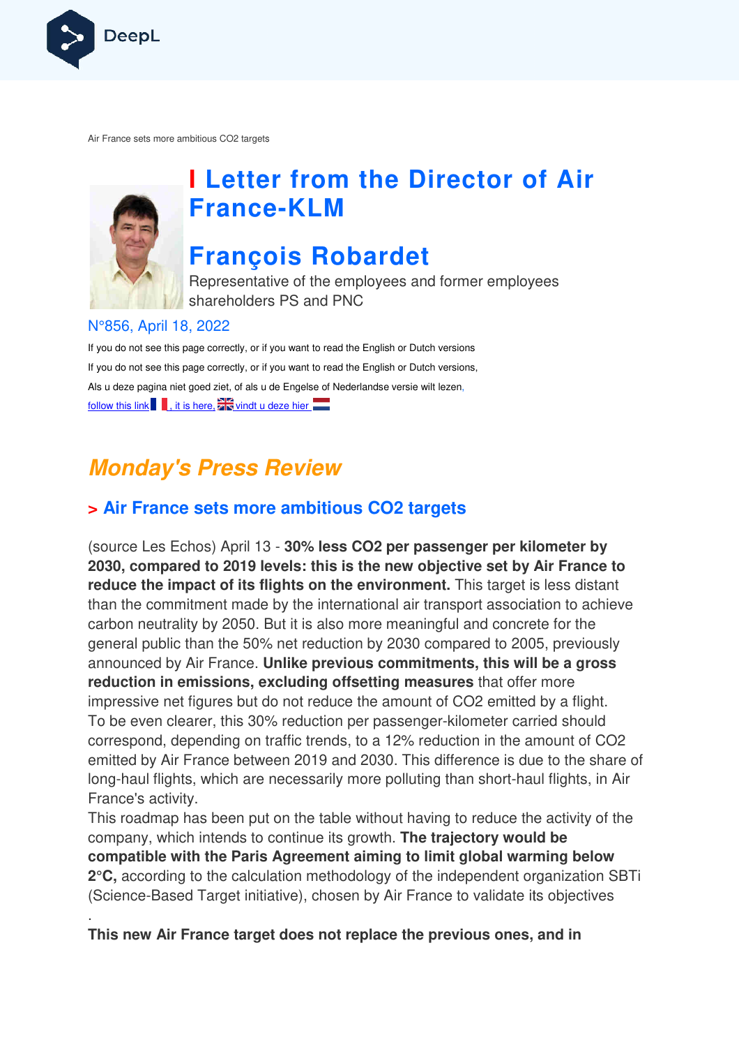Air France sets more ambitious CO2 targets

# Letter from the Director of Air France-KLM

# François Robardet

Representative of the employees and former employees shareholders PS and PNC

N°856, April 18, 2022

If you do not see this page correctly, or if you want to read the English or Dutch versions

If you do not see this page correctly, or if you want to read the English or Dutch versions,

Als u deze pagina niet goed ziet, of als u de Engelse of Nederlandse versie wilt lezen,

follow this link , it is here, vindt u deze hier

## *Monday's Press Review*

### > Air France sets more ambitious CO2 targets

(source Les Echos) April 13 - **30% less CO2 per passenger per kilometer by 2030, compared to 2019 levels: this is the new objective set by Air France to reduce the impact of its flights on the environment.** This target is less distant than the commitment made by the international air transport association to achieve carbon neutrality by 2050. But it is also more meaningful and concrete for the general public than the 50% net reduction by 2030 compared to 2005, previously announced by Air France. **Unlike previous commitments, this will be a gross reduction in emissions, excluding offsetting measures** that offer more impressive net figures but do not reduce the amount of CO2 emitted by a flight. To be even clearer, this 30% reduction per passenger-kilometer carried should correspond, depending on traffic trends, to a 12% reduction in the amount of CO2 emitted by Air France between 2019 and 2030. This difference is due to the share of long-haul flights, which are necessarily more polluting than short-haul flights, in Air France's activity.

This roadmap has been put on the table without having to reduce the activity of the company, which intends to continue its growth. **The trajectory would be compatible with the Paris Agreement aiming to limit global warming below 2°C,** according to the calculation methodology of the independent organization SBTi (Science-Based Target initiative), chosen by Air France to validate its objectives

.

**This new Air France target does not replace the previous ones, and in**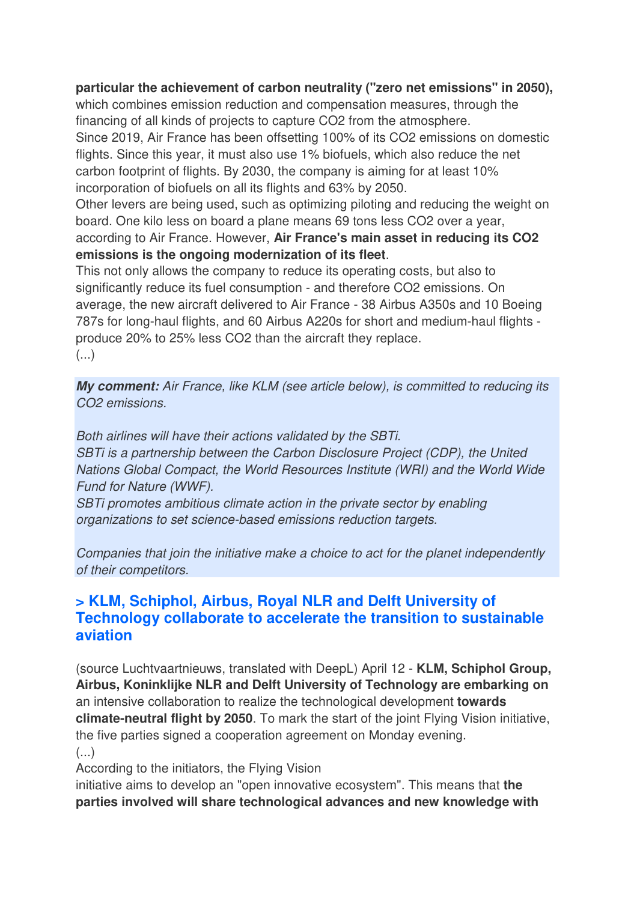**particular the achievement of carbon neutrality ("zero net emissions" in 2050),** which combines emission reduction and compensation measures, through the financing of all kinds of projects to capture $CO_2$ from the atmosphere.
Since 2019, Air France has been offsetting 100% of its $CO_2$ emissions on domestic flights. Since this year, it must also use 1% biofuels, which also reduce the net carbon footprint of flights. By 2030, the company is aiming for at least 10% incorporation of biofuels on all its flights and 63% by 2050.
Other levers are being used, such as optimizing piloting and reducing the weight on board. One kilo less on board a plane means 69 tons less $CO_2$ over a year, according to Air France. However, **Air France's main asset in reducing its $CO_2$ emissions is the ongoing modernization of its fleet**.
This not only allows the company to reduce its operating costs, but also to significantly reduce its fuel consumption - and therefore $CO_2$ emissions. On average, the new aircraft delivered to Air France - 38 Airbus A350s and 10 Boeing 787s for long-haul flights, and 60 Airbus A220s for short and medium-haul flights - produce 20% to 25% less $CO_2$ than the aircraft they replace.
(...)

***My comment:*** *Air France, like KLM (see article below), is committed to reducing its $CO_2$ emissions.*

*Both airlines will have their actions validated by the SBTi.*
*SBTi is a partnership between the Carbon Disclosure Project (CDP), the United Nations Global Compact, the World Resources Institute (WRI) and the World Wide Fund for Nature (WWF).*
*SBTi promotes ambitious climate action in the private sector by enabling organizations to set science-based emissions reduction targets.*

*Companies that join the initiative make a choice to act for the planet independently of their competitors.*

## > KLM, Schiphol, Airbus, Royal NLR and Delft University of Technology collaborate to accelerate the transition to sustainable aviation

(source Luchtvaartnieuws, translated with DeepL) April 12 - **KLM, Schiphol Group, Airbus, Koninklijke NLR and Delft University of Technology are embarking on** an intensive collaboration to realize the technological development **towards climate-neutral flight by 2050**. To mark the start of the joint Flying Vision initiative, the five parties signed a cooperation agreement on Monday evening.
(...)
According to the initiators, the Flying Vision initiative aims to develop an "open innovative ecosystem". This means that **the parties involved will share technological advances and new knowledge with**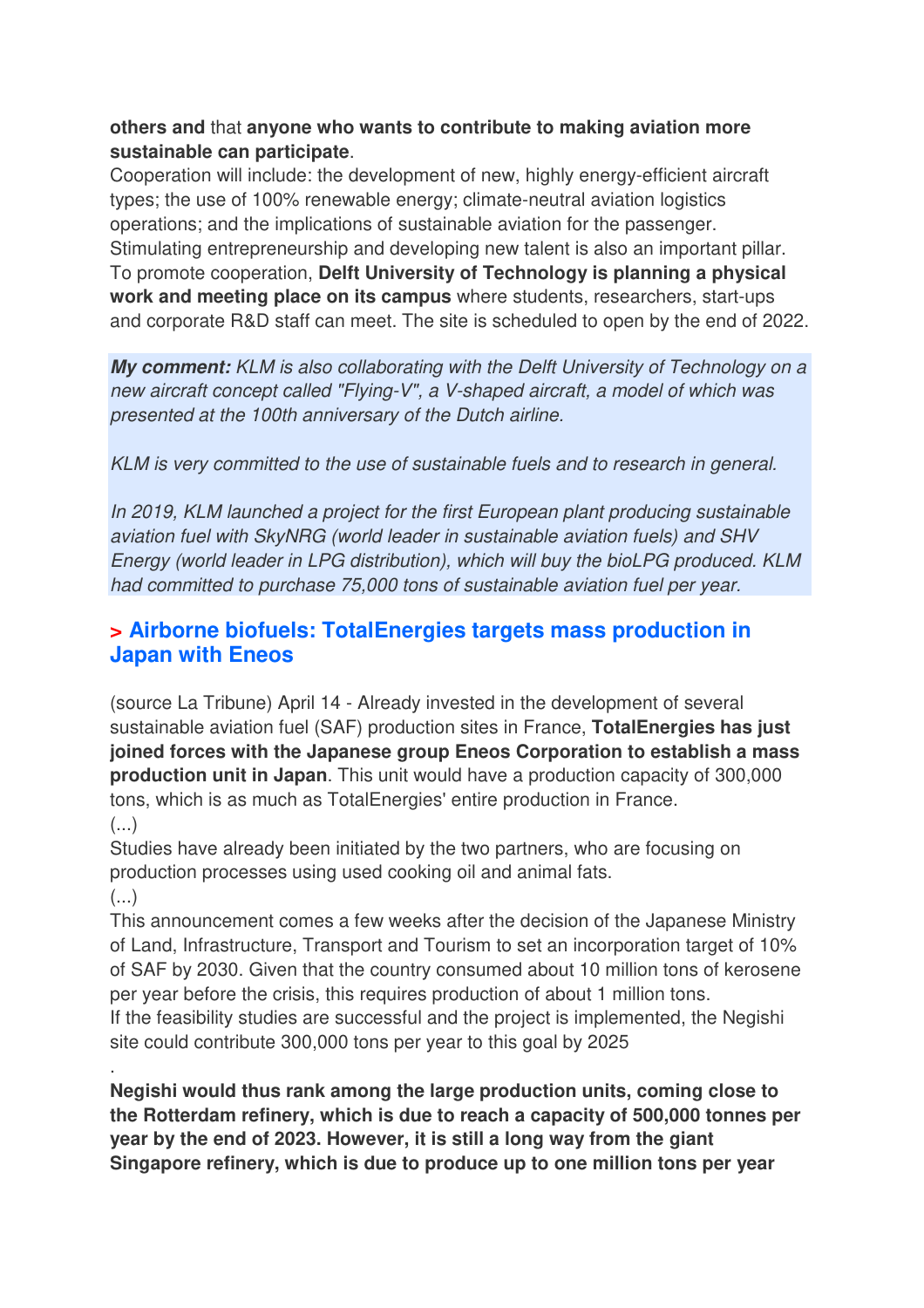**others and** that **anyone who wants to contribute to making aviation more sustainable can participate**.
Cooperation will include: the development of new, highly energy-efficient aircraft types; the use of 100% renewable energy; climate-neutral aviation logistics operations; and the implications of sustainable aviation for the passenger.
Stimulating entrepreneurship and developing new talent is also an important pillar.
To promote cooperation, **Delft University of Technology is planning a physical work and meeting place on its campus** where students, researchers, start-ups and corporate R&D staff can meet. The site is scheduled to open by the end of 2022.

***My comment:*** *KLM is also collaborating with the Delft University of Technology on a new aircraft concept called "Flying-V", a V-shaped aircraft, a model of which was presented at the 100th anniversary of the Dutch airline.*

*KLM is very committed to the use of sustainable fuels and to research in general.*

*In 2019, KLM launched a project for the first European plant producing sustainable aviation fuel with SkyNRG (world leader in sustainable aviation fuels) and SHV Energy (world leader in LPG distribution), which will buy the bioLPG produced. KLM had committed to purchase 75,000 tons of sustainable aviation fuel per year.*

## > Airborne biofuels: TotalEnergies targets mass production in Japan with Eneos

(source La Tribune) April 14 - Already invested in the development of several sustainable aviation fuel (SAF) production sites in France, **TotalEnergies has just joined forces with the Japanese group Eneos Corporation to establish a mass production unit in Japan**. This unit would have a production capacity of 300,000 tons, which is as much as TotalEnergies' entire production in France.
(...)
Studies have already been initiated by the two partners, who are focusing on production processes using used cooking oil and animal fats.
(...)
This announcement comes a few weeks after the decision of the Japanese Ministry of Land, Infrastructure, Transport and Tourism to set an incorporation target of 10% of SAF by 2030. Given that the country consumed about 10 million tons of kerosene per year before the crisis, this requires production of about 1 million tons.
If the feasibility studies are successful and the project is implemented, the Negishi site could contribute 300,000 tons per year to this goal by 2025

.

**Negishi would thus rank among the large production units, coming close to the Rotterdam refinery, which is due to reach a capacity of 500,000 tonnes per year by the end of 2023. However, it is still a long way from the giant Singapore refinery, which is due to produce up to one million tons per year**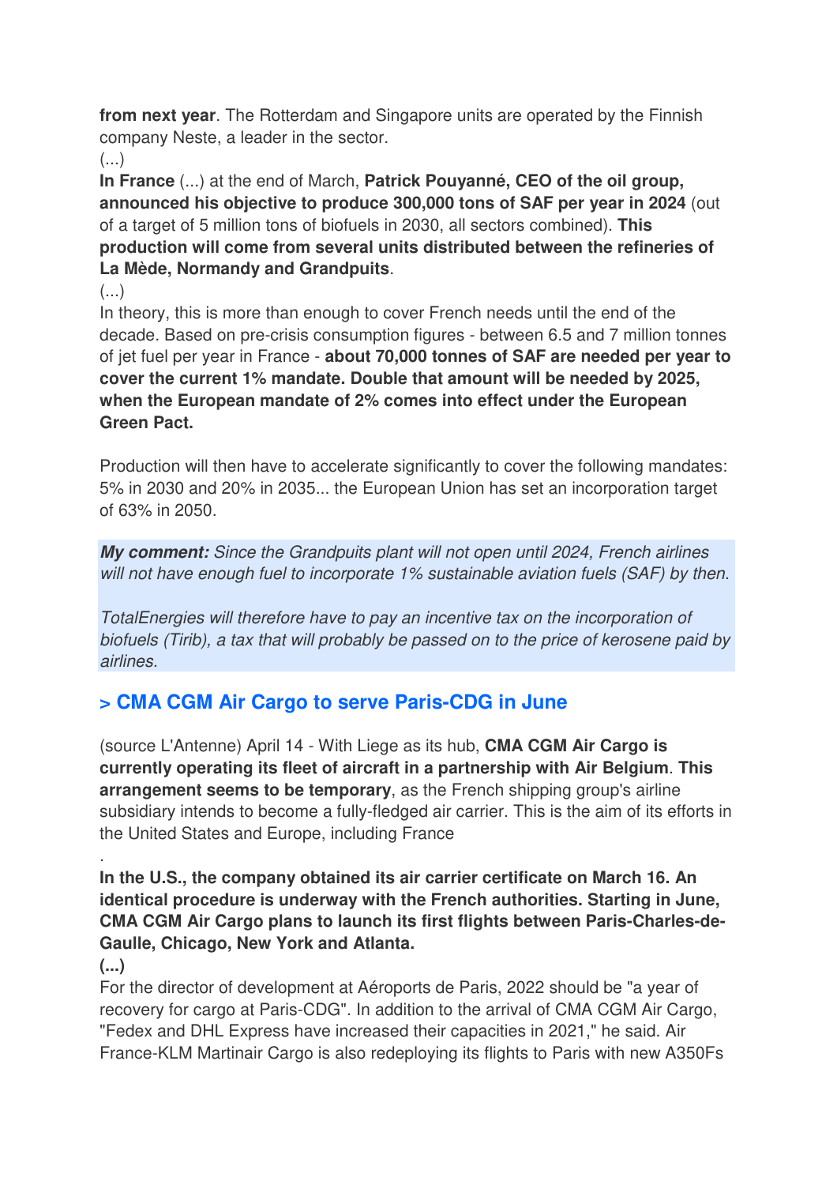**from next year**. The Rotterdam and Singapore units are operated by the Finnish company Neste, a leader in the sector.

(...)

**In France** (...) at the end of March, **Patrick Pouyanné, CEO of the oil group, announced his objective to produce 300,000 tons of SAF per year in 2024** (out of a target of 5 million tons of biofuels in 2030, all sectors combined). **This production will come from several units distributed between the refineries of La Mède, Normandy and Grandpuits**.

(...)

In theory, this is more than enough to cover French needs until the end of the decade. Based on pre-crisis consumption figures - between 6.5 and 7 million tonnes of jet fuel per year in France - **about 70,000 tonnes of SAF are needed per year to cover the current 1% mandate. Double that amount will be needed by 2025, when the European mandate of 2% comes into effect under the European Green Pact.**

Production will then have to accelerate significantly to cover the following mandates: 5% in 2030 and 20% in 2035... the European Union has set an incorporation target of 63% in 2050.

***My comment:*** *Since the Grandpuits plant will not open until 2024, French airlines will not have enough fuel to incorporate 1% sustainable aviation fuels (SAF) by then.*

*TotalEnergies will therefore have to pay an incentive tax on the incorporation of biofuels (Tirib), a tax that will probably be passed on to the price of kerosene paid by airlines.*

## > CMA CGM Air Cargo to serve Paris-CDG in June

(source L'Antenne) April 14 - With Liege as its hub, **CMA CGM Air Cargo is currently operating its fleet of aircraft in a partnership with Air Belgium**. **This arrangement seems to be temporary**, as the French shipping group's airline subsidiary intends to become a fully-fledged air carrier. This is the aim of its efforts in the United States and Europe, including France

.

**In the U.S., the company obtained its air carrier certificate on March 16. An identical procedure is underway with the French authorities. Starting in June, CMA CGM Air Cargo plans to launch its first flights between Paris-Charles-de-Gaulle, Chicago, New York and Atlanta.**

**(...)**

For the director of development at Aéroports de Paris, 2022 should be "a year of recovery for cargo at Paris-CDG". In addition to the arrival of CMA CGM Air Cargo, "Fedex and DHL Express have increased their capacities in 2021," he said. Air France-KLM Martinair Cargo is also redeploying its flights to Paris with new A350Fs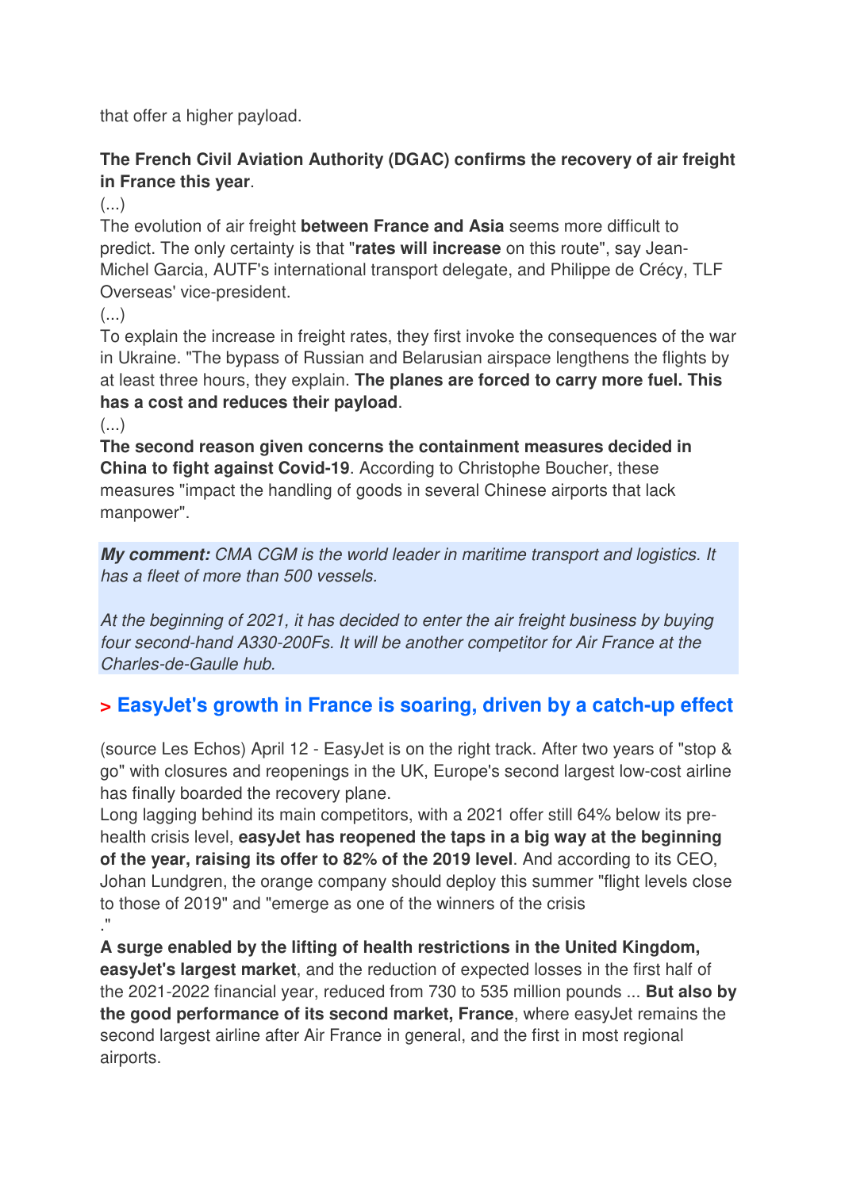that offer a higher payload.

**The French Civil Aviation Authority (DGAC) confirms the recovery of air freight in France this year**.

(...)

The evolution of air freight **between France and Asia** seems more difficult to predict. The only certainty is that "**rates will increase** on this route", say Jean-Michel Garcia, AUTF's international transport delegate, and Philippe de Crécy, TLF Overseas' vice-president.

(...)

To explain the increase in freight rates, they first invoke the consequences of the war in Ukraine. "The bypass of Russian and Belarusian airspace lengthens the flights by at least three hours, they explain. **The planes are forced to carry more fuel. This has a cost and reduces their payload**.

(...)

**The second reason given concerns the containment measures decided in China to fight against Covid-19**. According to Christophe Boucher, these measures "impact the handling of goods in several Chinese airports that lack manpower".

***My comment:*** *CMA CGM is the world leader in maritime transport and logistics. It has a fleet of more than 500 vessels.*

*At the beginning of 2021, it has decided to enter the air freight business by buying four second-hand A330-200Fs. It will be another competitor for Air France at the Charles-de-Gaulle hub.*

## > EasyJet's growth in France is soaring, driven by a catch-up effect

(source Les Echos) April 12 - EasyJet is on the right track. After two years of "stop & go" with closures and reopenings in the UK, Europe's second largest low-cost airline has finally boarded the recovery plane.

Long lagging behind its main competitors, with a 2021 offer still 64% below its pre-health crisis level, **easyJet has reopened the taps in a big way at the beginning of the year, raising its offer to 82% of the 2019 level**. And according to its CEO, Johan Lundgren, the orange company should deploy this summer "flight levels close to those of 2019" and "emerge as one of the winners of the crisis ."

**A surge enabled by the lifting of health restrictions in the United Kingdom, easyJet's largest market**, and the reduction of expected losses in the first half of the 2021-2022 financial year, reduced from 730 to 535 million pounds ... **But also by the good performance of its second market, France**, where easyJet remains the second largest airline after Air France in general, and the first in most regional airports.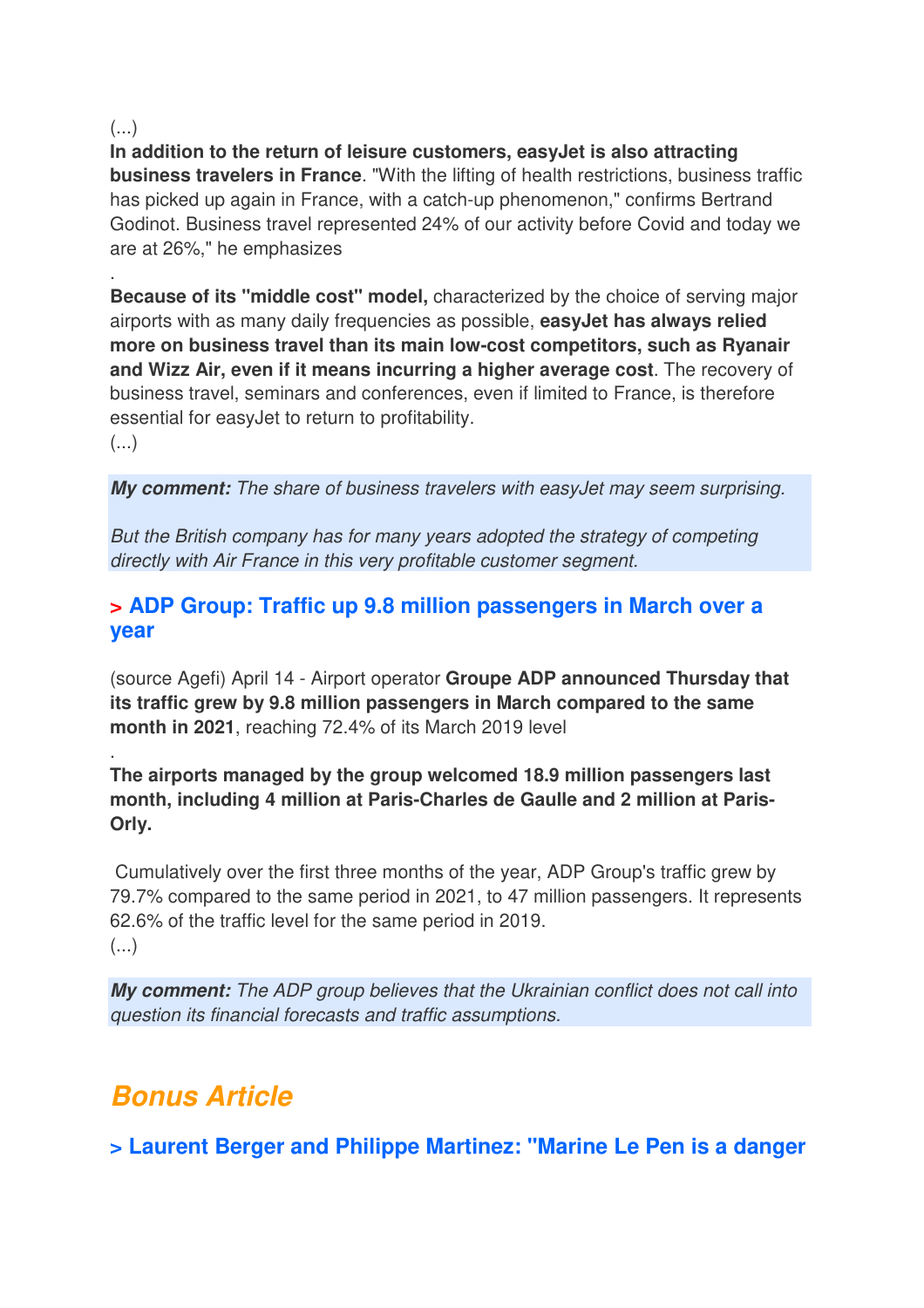(...)

**In addition to the return of leisure customers, easyJet is also attracting business travelers in France**. "With the lifting of health restrictions, business traffic has picked up again in France, with a catch-up phenomenon," confirms Bertrand Godinot. Business travel represented 24% of our activity before Covid and today we are at 26%," he emphasizes

.

**Because of its "middle cost" model,** characterized by the choice of serving major airports with as many daily frequencies as possible, **easyJet has always relied more on business travel than its main low-cost competitors, such as Ryanair and Wizz Air, even if it means incurring a higher average cost**. The recovery of business travel, seminars and conferences, even if limited to France, is therefore essential for easyJet to return to profitability.

(...)

***My comment:*** *The share of business travelers with easyJet may seem surprising.*

*But the British company has for many years adopted the strategy of competing directly with Air France in this very profitable customer segment.*

### > ADP Group: Traffic up 9.8 million passengers in March over a year

(source Agefi) April 14 - Airport operator **Groupe ADP announced Thursday that its traffic grew by 9.8 million passengers in March compared to the same month in 2021**, reaching 72.4% of its March 2019 level

.

**The airports managed by the group welcomed 18.9 million passengers last month, including 4 million at Paris-Charles de Gaulle and 2 million at Paris-Orly.**

Cumulatively over the first three months of the year, ADP Group's traffic grew by 79.7% compared to the same period in 2021, to 47 million passengers. It represents 62.6% of the traffic level for the same period in 2019.

(...)

***My comment:*** *The ADP group believes that the Ukrainian conflict does not call into question its financial forecasts and traffic assumptions.*

## *Bonus Article*

### > Laurent Berger and Philippe Martinez: "Marine Le Pen is a danger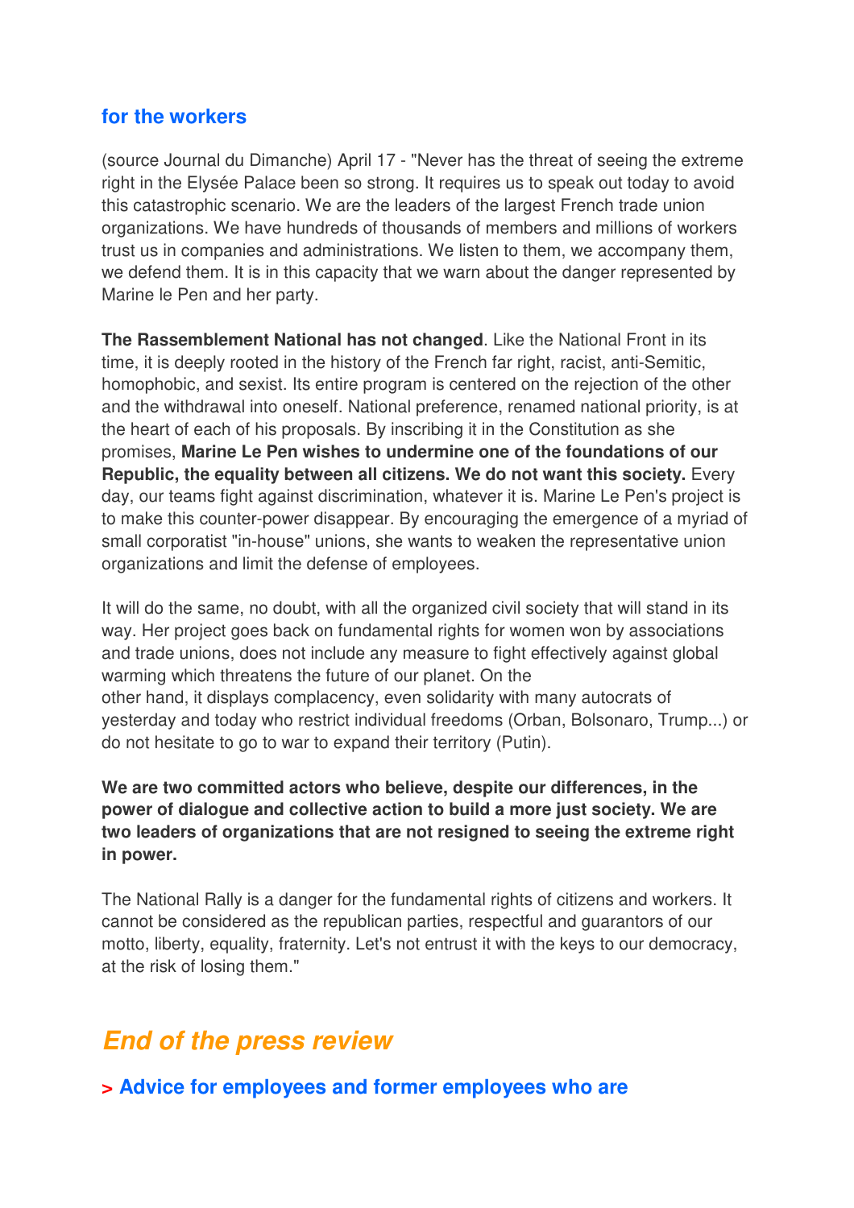## for the workers

(source Journal du Dimanche) April 17 - "Never has the threat of seeing the extreme right in the Elysée Palace been so strong. It requires us to speak out today to avoid this catastrophic scenario. We are the leaders of the largest French trade union organizations. We have hundreds of thousands of members and millions of workers trust us in companies and administrations. We listen to them, we accompany them, we defend them. It is in this capacity that we warn about the danger represented by Marine le Pen and her party.

**The Rassemblement National has not changed**. Like the National Front in its time, it is deeply rooted in the history of the French far right, racist, anti-Semitic, homophobic, and sexist. Its entire program is centered on the rejection of the other and the withdrawal into oneself. National preference, renamed national priority, is at the heart of each of his proposals. By inscribing it in the Constitution as she promises, **Marine Le Pen wishes to undermine one of the foundations of our Republic, the equality between all citizens. We do not want this society.** Every day, our teams fight against discrimination, whatever it is. Marine Le Pen's project is to make this counter-power disappear. By encouraging the emergence of a myriad of small corporatist "in-house" unions, she wants to weaken the representative union organizations and limit the defense of employees.

It will do the same, no doubt, with all the organized civil society that will stand in its way. Her project goes back on fundamental rights for women won by associations and trade unions, does not include any measure to fight effectively against global warming which threatens the future of our planet. On the other hand, it displays complacency, even solidarity with many autocrats of yesterday and today who restrict individual freedoms (Orban, Bolsonaro, Trump...) or do not hesitate to go to war to expand their territory (Putin).

**We are two committed actors who believe, despite our differences, in the power of dialogue and collective action to build a more just society. We are two leaders of organizations that are not resigned to seeing the extreme right in power.**

The National Rally is a danger for the fundamental rights of citizens and workers. It cannot be considered as the republican parties, respectful and guarantors of our motto, liberty, equality, fraternity. Let's not entrust it with the keys to our democracy, at the risk of losing them."

# *End of the press review*

## > Advice for employees and former employees who are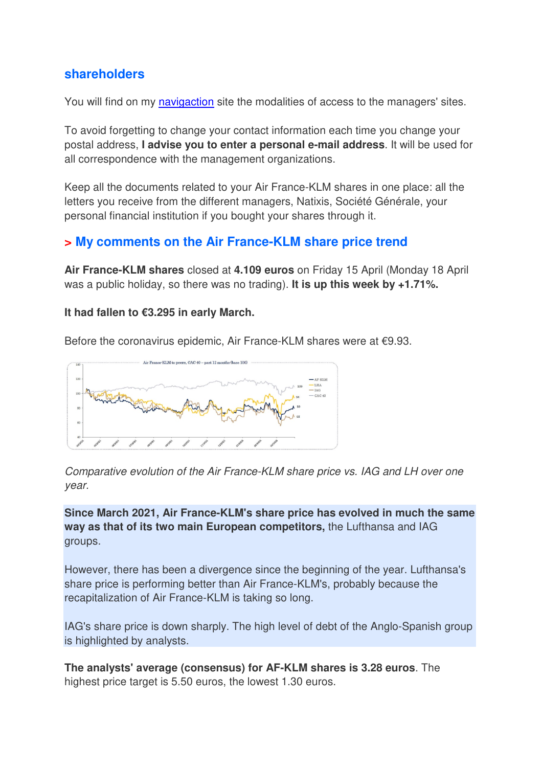## shareholders

You will find on my navigaction site the modalities of access to the managers' sites.

To avoid forgetting to change your contact information each time you change your postal address, **I advise you to enter a personal e-mail address**. It will be used for all correspondence with the management organizations.

Keep all the documents related to your Air France-KLM shares in one place: all the letters you receive from the different managers, Natixis, Société Générale, your personal financial institution if you bought your shares through it.

## > My comments on the Air France-KLM share price trend

**Air France-KLM shares** closed at **4.109 euros** on Friday 15 April (Monday 18 April was a public holiday, so there was no trading). **It is up this week by +1.71%.**

**It had fallen to €3.295 in early March.**

Before the coronavirus epidemic, Air France-KLM shares were at €9.93.

*Comparative evolution of the Air France-KLM share price vs. IAG and LH over one year.*

**Since March 2021, Air France-KLM's share price has evolved in much the same way as that of its two main European competitors,** the Lufthansa and IAG groups.

However, there has been a divergence since the beginning of the year. Lufthansa's share price is performing better than Air France-KLM's, probably because the recapitalization of Air France-KLM is taking so long.

IAG's share price is down sharply. The high level of debt of the Anglo-Spanish group is highlighted by analysts.

**The analysts' average (consensus) for AF-KLM shares is 3.28 euros**. The highest price target is 5.50 euros, the lowest 1.30 euros.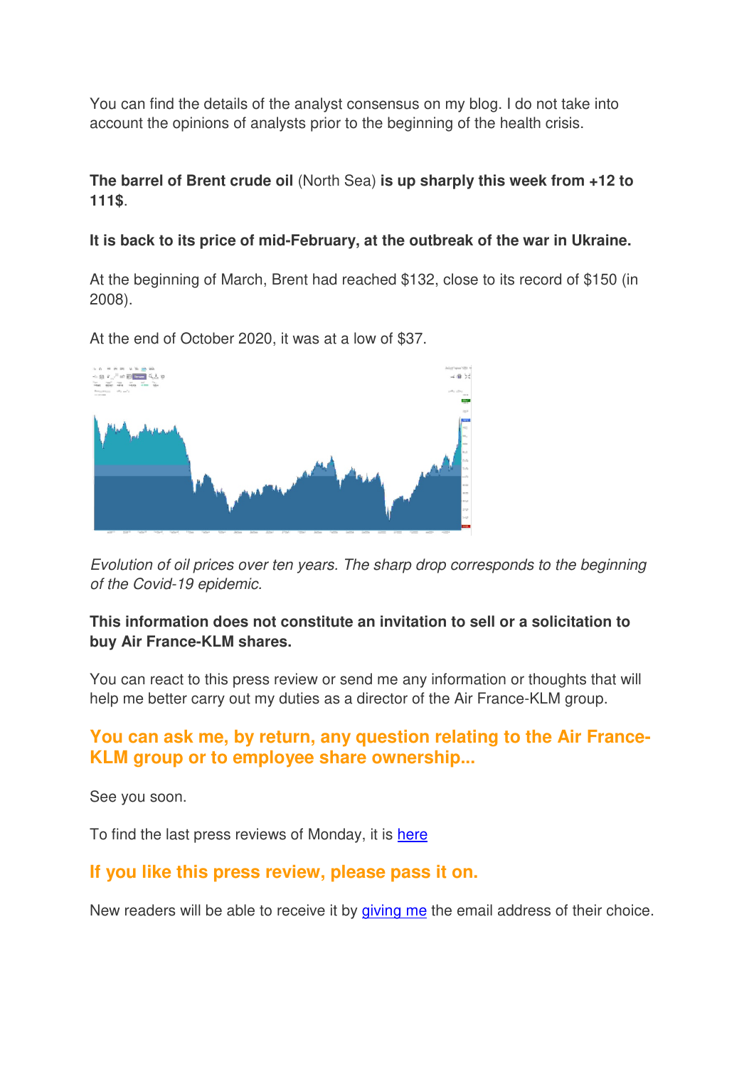You can find the details of the analyst consensus on my blog. I do not take into account the opinions of analysts prior to the beginning of the health crisis.

**The barrel of Brent crude oil** (North Sea) **is up sharply this week from +12 to 111$**.

**It is back to its price of mid-February, at the outbreak of the war in Ukraine.**

At the beginning of March, Brent had reached $132, close to its record of $150 (in 2008).

At the end of October 2020, it was at a low of $37.

*Evolution of oil prices over ten years. The sharp drop corresponds to the beginning of the Covid-19 epidemic.*

**This information does not constitute an invitation to sell or a solicitation to buy Air France-KLM shares.**

You can react to this press review or send me any information or thoughts that will help me better carry out my duties as a director of the Air France-KLM group.

## You can ask me, by return, any question relating to the Air France-KLM group or to employee share ownership...

See you soon.

To find the last press reviews of Monday, it is [here](#)

## If you like this press review, please pass it on.

New readers will be able to receive it by [giving me](#) the email address of their choice.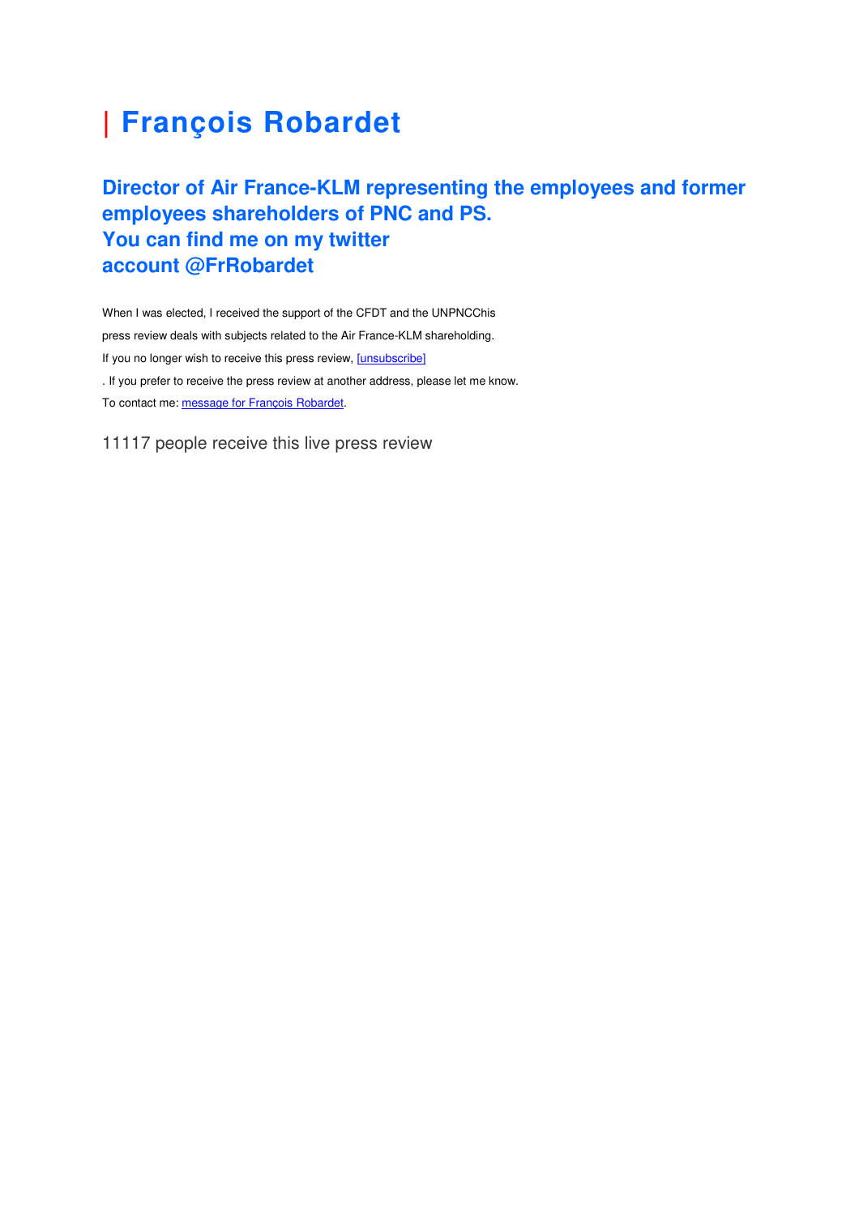# | François Robardet

## Director of Air France-KLM representing the employees and former employees shareholders of PNC and PS.
## You can find me on my twitter account @FrRobardet

When I was elected, I received the support of the CFDT and the UNPNCChis

press review deals with subjects related to the Air France-KLM shareholding.

If you no longer wish to receive this press review, [unsubscribe]

. If you prefer to receive the press review at another address, please let me know.

To contact me: message for François Robardet.

11117 people receive this live press review